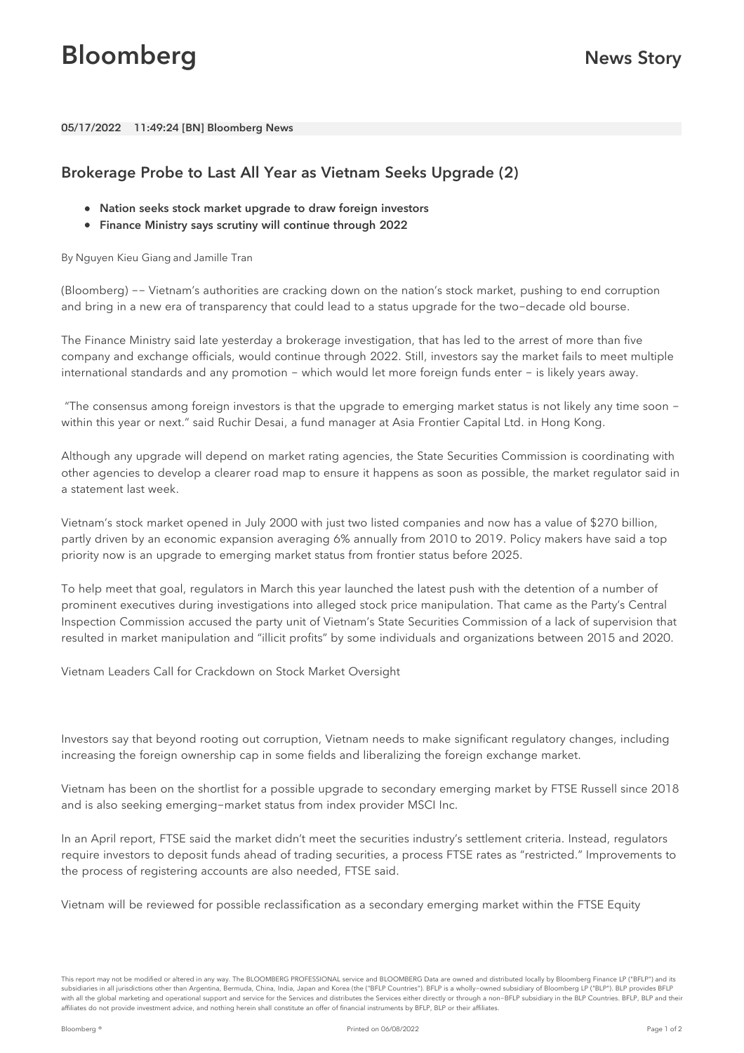# Bloomberg

News Story

**05/17/2022 11:49:24 [BN] Bloomberg News**

## Brokerage Probe to Last All Year as Vietnam Seeks Upgrade (2)

- **Nation seeks stock market upgrade to draw foreign investors**
- **Finance Ministry says scrutiny will continue through 2022**

By Nguyen Kieu Giang and Jamille Tran

(Bloomberg) -- Vietnam's authorities are cracking down on the nation's stock market, pushing to end corruption and bring in a new era of transparency that could lead to a status upgrade for the two-decade old bourse.

The Finance Ministry said late yesterday a brokerage investigation, that has led to the arrest of more than five company and exchange officials, would continue through 2022. Still, investors say the market fails to meet multiple international standards and any promotion - which would let more foreign funds enter - is likely years away.

"The consensus among foreign investors is that the upgrade to emerging market status is not likely any time soon - within this year or next." said Ruchir Desai, a fund manager at Asia Frontier Capital Ltd. in Hong Kong.

Although any upgrade will depend on market rating agencies, the State Securities Commission is coordinating with other agencies to develop a clearer road map to ensure it happens as soon as possible, the market regulator said in a statement last week.

Vietnam's stock market opened in July 2000 with just two listed companies and now has a value of $270 billion, partly driven by an economic expansion averaging 6% annually from 2010 to 2019. Policy makers have said a top priority now is an upgrade to emerging market status from frontier status before 2025.

To help meet that goal, regulators in March this year launched the latest push with the detention of a number of prominent executives during investigations into alleged stock price manipulation. That came as the Party's Central Inspection Commission accused the party unit of Vietnam's State Securities Commission of a lack of supervision that resulted in market manipulation and "illicit profits" by some individuals and organizations between 2015 and 2020.

Vietnam Leaders Call for Crackdown on Stock Market Oversight

Investors say that beyond rooting out corruption, Vietnam needs to make significant regulatory changes, including increasing the foreign ownership cap in some fields and liberalizing the foreign exchange market.

Vietnam has been on the shortlist for a possible upgrade to secondary emerging market by FTSE Russell since 2018 and is also seeking emerging-market status from index provider MSCI Inc.

In an April report, FTSE said the market didn't meet the securities industry's settlement criteria. Instead, regulators require investors to deposit funds ahead of trading securities, a process FTSE rates as "restricted." Improvements to the process of registering accounts are also needed, FTSE said.

Vietnam will be reviewed for possible reclassification as a secondary emerging market within the FTSE Equity

This report may not be modified or altered in any way. The BLOOMBERG PROFESSIONAL service and BLOOMBERG Data are owned and distributed locally by Bloomberg Finance LP ("BFLP") and its subsidiaries in all jurisdictions other than Argentina, Bermuda, China, India, Japan and Korea (the ("BFLP Countries"). BFLP is a wholly-owned subsidiary of Bloomberg LP ("BLP"). BLP provides BFLP with all the global marketing and operational support and service for the Services and distributes the Services either directly or through a non-BFLP subsidiary in the BLP Countries. BFLP, BLP and their affiliates do not provide investment advice, and nothing herein shall constitute an offer of financial instruments by BFLP, BLP or their affiliates.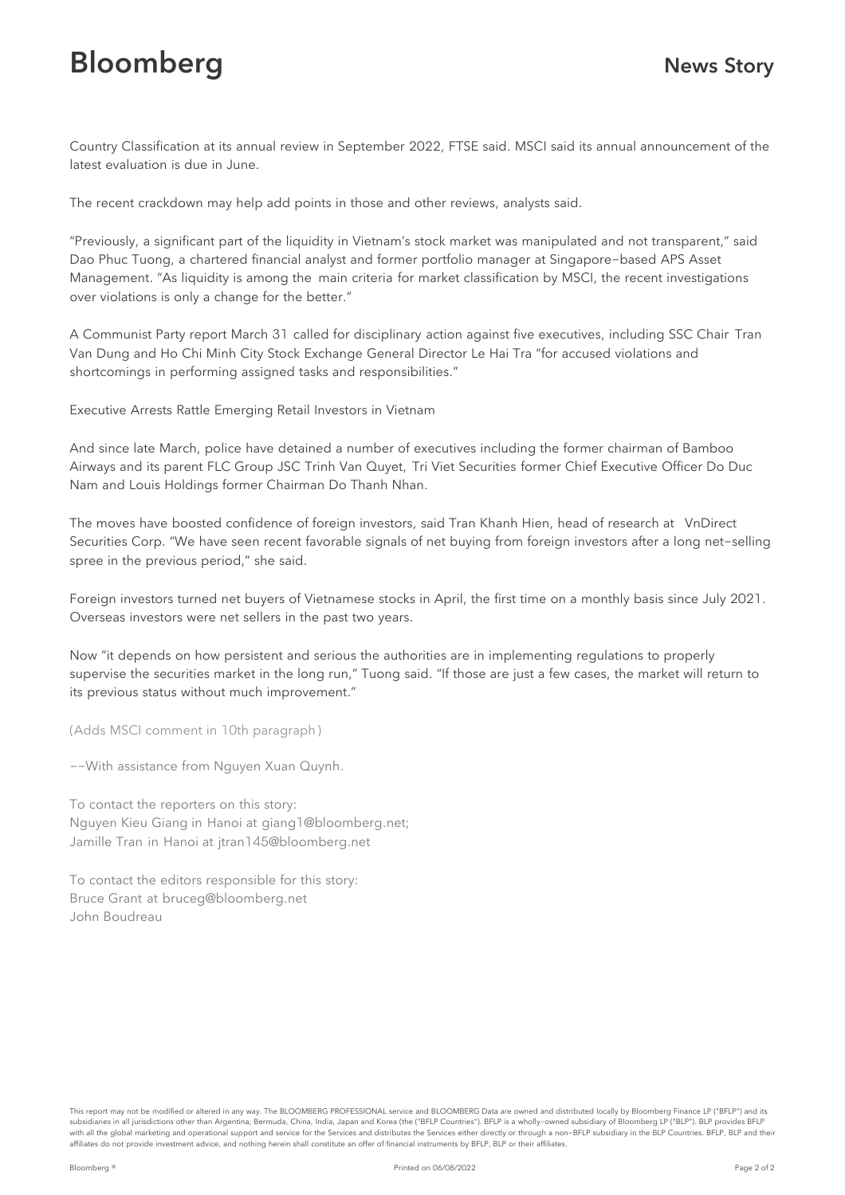Country Classification at its annual review in September 2022, FTSE said. MSCI said its annual announcement of the latest evaluation is due in June.

The recent crackdown may help add points in those and other reviews, analysts said.

"Previously, a significant part of the liquidity in Vietnam's stock market was manipulated and not transparent," said Dao Phuc Tuong, a chartered financial analyst and former portfolio manager at Singapore-based APS Asset Management. "As liquidity is among the main criteria for market classification by MSCI, the recent investigations over violations is only a change for the better."

A Communist Party report March 31 called for disciplinary action against five executives, including SSC Chair Tran Van Dung and Ho Chi Minh City Stock Exchange General Director Le Hai Tra "for accused violations and shortcomings in performing assigned tasks and responsibilities."

Executive Arrests Rattle Emerging Retail Investors in Vietnam

And since late March, police have detained a number of executives including the former chairman of Bamboo Airways and its parent FLC Group JSC Trinh Van Quyet, Tri Viet Securities former Chief Executive Officer Do Duc Nam and Louis Holdings former Chairman Do Thanh Nhan.

The moves have boosted confidence of foreign investors, said Tran Khanh Hien, head of research at VnDirect Securities Corp. "We have seen recent favorable signals of net buying from foreign investors after a long net-selling spree in the previous period," she said.

Foreign investors turned net buyers of Vietnamese stocks in April, the first time on a monthly basis since July 2021. Overseas investors were net sellers in the past two years.

Now "it depends on how persistent and serious the authorities are in implementing regulations to properly supervise the securities market in the long run," Tuong said. "If those are just a few cases, the market will return to its previous status without much improvement."

(Adds MSCI comment in 10th paragraph)

--With assistance from Nguyen Xuan Quynh.

To contact the reporters on this story:
Nguyen Kieu Giang in Hanoi at giang1@bloomberg.net;
Jamille Tran in Hanoi at jtran145@bloomberg.net

To contact the editors responsible for this story:
Bruce Grant at bruceg@bloomberg.net
John Boudreau

This report may not be modified or altered in any way. The BLOOMBERG PROFESSIONAL service and BLOOMBERG Data are owned and distributed locally by Bloomberg Finance LP ("BFLP") and its subsidiaries in all jurisdictions other than Argentina, Bermuda, China, India, Japan and Korea (the ("BFLP Countries"). BFLP is a wholly-owned subsidiary of Bloomberg LP ("BLP"). BLP provides BFLP with all the global marketing and operational support and service for the Services and distributes the Services either directly or through a non-BFLP subsidiary in the BLP Countries. BFLP, BLP and their affiliates do not provide investment advice, and nothing herein shall constitute an offer of financial instruments by BFLP, BLP or their affiliates.